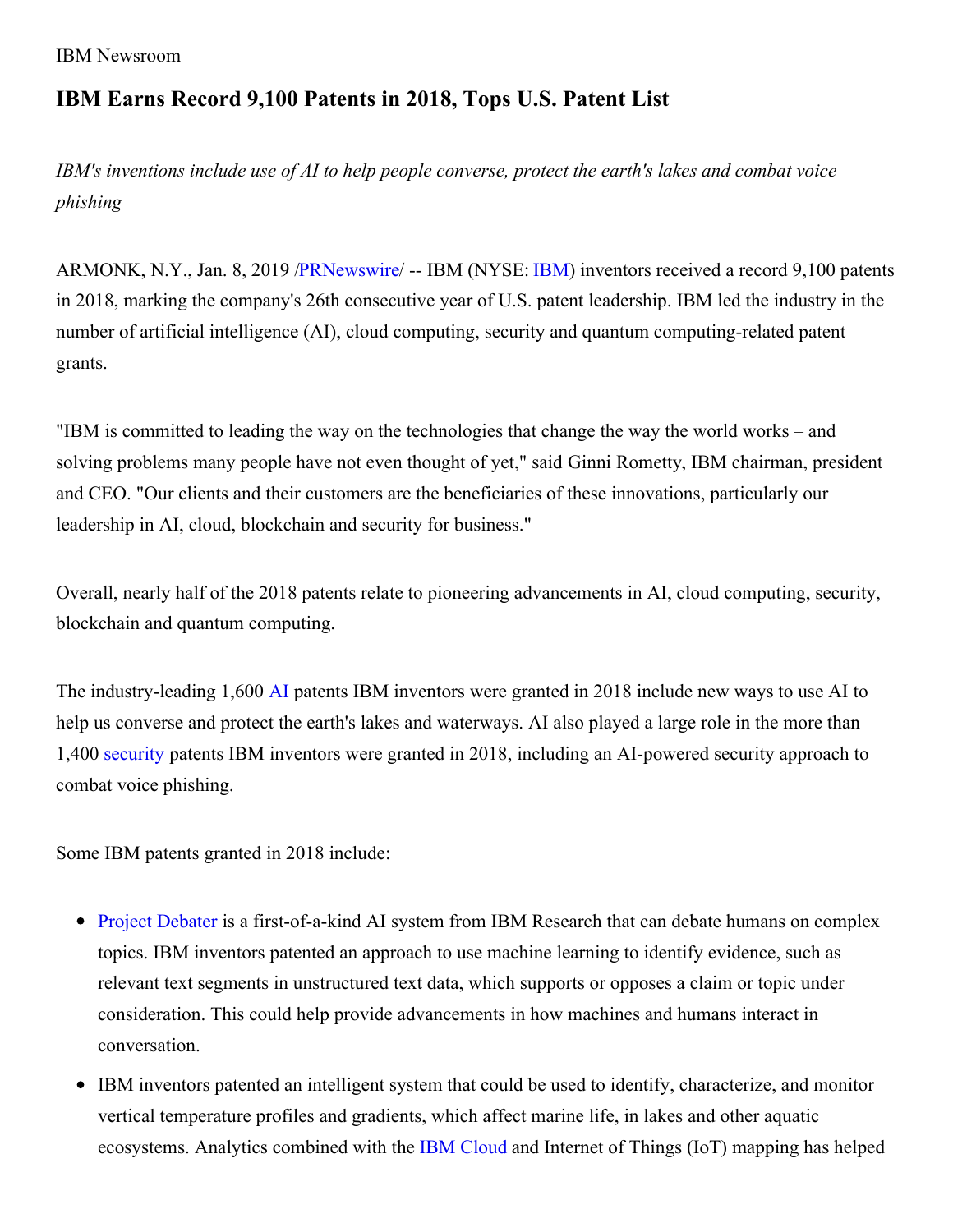IBM Newsroom

# IBM Earns Record 9,100 Patents in 2018, Tops U.S. Patent List

*IBM's inventions include use of AI to help people converse, protect the earth's lakes and combat voice phishing*

ARMONK, N.Y., Jan. 8, 2019 /PRNewswire/ -- IBM (NYSE: IBM) inventors received a record 9,100 patents in 2018, marking the company's 26th consecutive year of U.S. patent leadership. IBM led the industry in the number of artificial intelligence (AI), cloud computing, security and quantum computing-related patent grants.

"IBM is committed to leading the way on the technologies that change the way the world works – and solving problems many people have not even thought of yet," said Ginni Rometty, IBM chairman, president and CEO. "Our clients and their customers are the beneficiaries of these innovations, particularly our leadership in AI, cloud, blockchain and security for business."

Overall, nearly half of the 2018 patents relate to pioneering advancements in AI, cloud computing, security, blockchain and quantum computing.

The industry-leading 1,600 AI patents IBM inventors were granted in 2018 include new ways to use AI to help us converse and protect the earth's lakes and waterways. AI also played a large role in the more than 1,400 security patents IBM inventors were granted in 2018, including an AI-powered security approach to combat voice phishing.

Some IBM patents granted in 2018 include:

- Project Debater is a first-of-a-kind AI system from IBM Research that can debate humans on complex topics. IBM inventors patented an approach to use machine learning to identify evidence, such as relevant text segments in unstructured text data, which supports or opposes a claim or topic under consideration. This could help provide advancements in how machines and humans interact in conversation.
- IBM inventors patented an intelligent system that could be used to identify, characterize, and monitor vertical temperature profiles and gradients, which affect marine life, in lakes and other aquatic ecosystems. Analytics combined with the IBM Cloud and Internet of Things (IoT) mapping has helped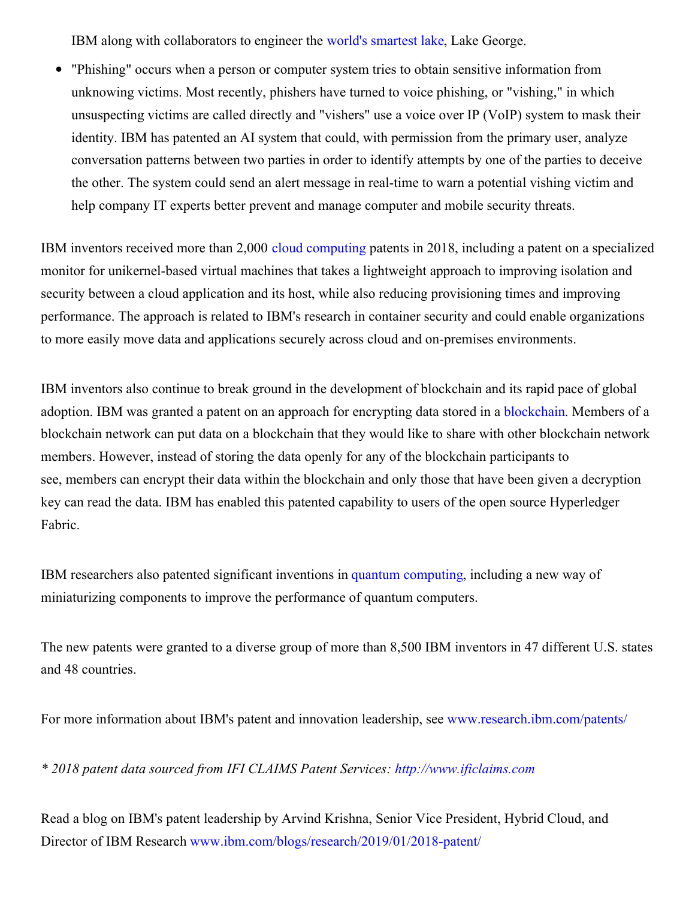IBM along with collaborators to engineer the world's smartest lake, Lake George.

- "Phishing" occurs when a person or computer system tries to obtain sensitive information from unknowing victims. Most recently, phishers have turned to voice phishing, or "vishing," in which unsuspecting victims are called directly and "vishers" use a voice over IP (VoIP) system to mask their identity. IBM has patented an AI system that could, with permission from the primary user, analyze conversation patterns between two parties in order to identify attempts by one of the parties to deceive the other. The system could send an alert message in real-time to warn a potential vishing victim and help company IT experts better prevent and manage computer and mobile security threats.

IBM inventors received more than 2,000 cloud computing patents in 2018, including a patent on a specialized monitor for unikernel-based virtual machines that takes a lightweight approach to improving isolation and security between a cloud application and its host, while also reducing provisioning times and improving performance. The approach is related to IBM's research in container security and could enable organizations to more easily move data and applications securely across cloud and on-premises environments.

IBM inventors also continue to break ground in the development of blockchain and its rapid pace of global adoption. IBM was granted a patent on an approach for encrypting data stored in a blockchain. Members of a blockchain network can put data on a blockchain that they would like to share with other blockchain network members. However, instead of storing the data openly for any of the blockchain participants to see, members can encrypt their data within the blockchain and only those that have been given a decryption key can read the data. IBM has enabled this patented capability to users of the open source Hyperledger Fabric.

IBM researchers also patented significant inventions in quantum computing, including a new way of miniaturizing components to improve the performance of quantum computers.

The new patents were granted to a diverse group of more than 8,500 IBM inventors in 47 different U.S. states and 48 countries.

For more information about IBM's patent and innovation leadership, see www.research.ibm.com/patents/

*\* 2018 patent data sourced from IFI CLAIMS Patent Services: http://www.ificlaims.com*

Read a blog on IBM's patent leadership by Arvind Krishna, Senior Vice President, Hybrid Cloud, and Director of IBM Research www.ibm.com/blogs/research/2019/01/2018-patent/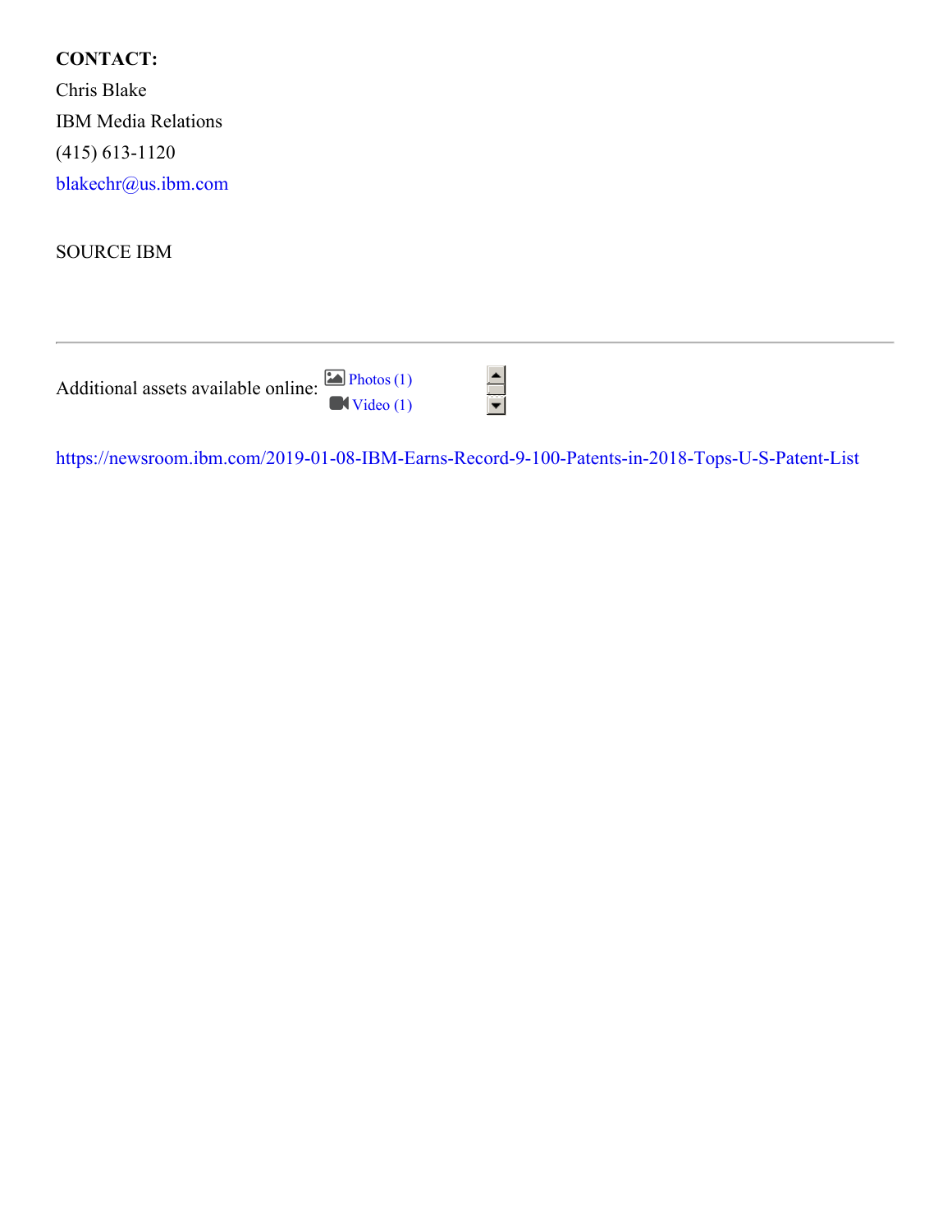**CONTACT:**
Chris Blake
IBM Media Relations
(415) 613-1120
blakechr@us.ibm.com

SOURCE IBM

---

Additional assets available online: Photos (1) Video (1)

https://newsroom.ibm.com/2019-01-08-IBM-Earns-Record-9-100-Patents-in-2018-Tops-U-S-Patent-List